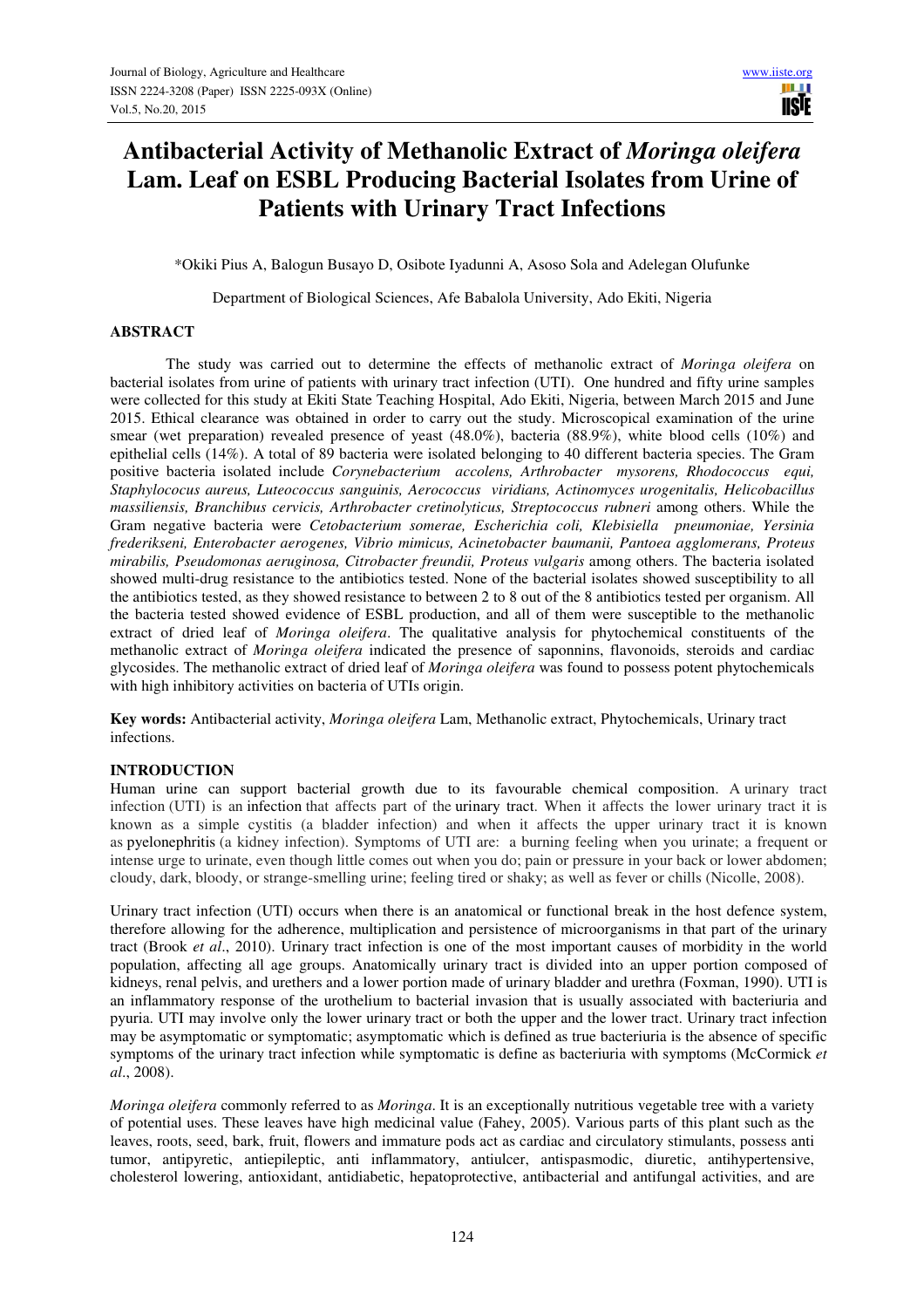# Antibacterial Activity of Methanolic Extract of *Moringa oleifera* Lam. Leaf on ESBL Producing Bacterial Isolates from Urine of Patients with Urinary Tract Infections

\*Okiki Pius A, Balogun Busayo D, Osibote Iyadunni A, Asoso Sola and Adelegan Olufunke

Department of Biological Sciences, Afe Babalola University, Ado Ekiti, Nigeria

## ABSTRACT

The study was carried out to determine the effects of methanolic extract of *Moringa oleifera* on bacterial isolates from urine of patients with urinary tract infection (UTI). One hundred and fifty urine samples were collected for this study at Ekiti State Teaching Hospital, Ado Ekiti, Nigeria, between March 2015 and June 2015. Ethical clearance was obtained in order to carry out the study. Microscopical examination of the urine smear (wet preparation) revealed presence of yeast (48.0%), bacteria (88.9%), white blood cells (10%) and epithelial cells (14%). A total of 89 bacteria were isolated belonging to 40 different bacteria species. The Gram positive bacteria isolated include *Corynebacterium accolens, Arthrobacter mysorens, Rhodococcus equi, Staphylococus aureus, Luteococcus sanguinis, Aerococcus viridians, Actinomyces urogenitalis, Helicobacillus massiliensis, Branchibus cervicis, Arthrobacter cretinolyticus, Streptococcus rubneri* among others. While the Gram negative bacteria were *Cetobacterium somerae, Escherichia coli, Klebisiella pneumoniae, Yersinia frederikseni, Enterobacter aerogenes, Vibrio mimicus, Acinetobacter baumanii, Pantoea agglomerans, Proteus mirabilis, Pseudomonas aeruginosa, Citrobacter freundii, Proteus vulgaris* among others. The bacteria isolated showed multi-drug resistance to the antibiotics tested. None of the bacterial isolates showed susceptibility to all the antibiotics tested, as they showed resistance to between 2 to 8 out of the 8 antibiotics tested per organism. All the bacteria tested showed evidence of ESBL production, and all of them were susceptible to the methanolic extract of dried leaf of *Moringa oleifera*. The qualitative analysis for phytochemical constituents of the methanolic extract of *Moringa oleifera* indicated the presence of saponnins, flavonoids, steroids and cardiac glycosides. The methanolic extract of dried leaf of *Moringa oleifera* was found to possess potent phytochemicals with high inhibitory activities on bacteria of UTIs origin.

**Key words:** Antibacterial activity, *Moringa oleifera* Lam, Methanolic extract, Phytochemicals, Urinary tract infections.

## INTRODUCTION

Human urine can support bacterial growth due to its favourable chemical composition. A urinary tract infection (UTI) is an infection that affects part of the urinary tract. When it affects the lower urinary tract it is known as a simple cystitis (a bladder infection) and when it affects the upper urinary tract it is known as pyelonephritis (a kidney infection). Symptoms of UTI are: a burning feeling when you urinate; a frequent or intense urge to urinate, even though little comes out when you do; pain or pressure in your back or lower abdomen; cloudy, dark, bloody, or strange-smelling urine; feeling tired or shaky; as well as fever or chills (Nicolle, 2008).

Urinary tract infection (UTI) occurs when there is an anatomical or functional break in the host defence system, therefore allowing for the adherence, multiplication and persistence of microorganisms in that part of the urinary tract (Brook *et al*., 2010). Urinary tract infection is one of the most important causes of morbidity in the world population, affecting all age groups. Anatomically urinary tract is divided into an upper portion composed of kidneys, renal pelvis, and urethers and a lower portion made of urinary bladder and urethra (Foxman, 1990). UTI is an inflammatory response of the urothelium to bacterial invasion that is usually associated with bacteriuria and pyuria. UTI may involve only the lower urinary tract or both the upper and the lower tract. Urinary tract infection may be asymptomatic or symptomatic; asymptomatic which is defined as true bacteriuria is the absence of specific symptoms of the urinary tract infection while symptomatic is define as bacteriuria with symptoms (McCormick *et al*., 2008).

*Moringa oleifera* commonly referred to as *Moringa*. It is an exceptionally nutritious vegetable tree with a variety of potential uses. These leaves have high medicinal value (Fahey, 2005). Various parts of this plant such as the leaves, roots, seed, bark, fruit, flowers and immature pods act as cardiac and circulatory stimulants, possess anti tumor, antipyretic, antiepileptic, anti inflammatory, antiulcer, antispasmodic, diuretic, antihypertensive, cholesterol lowering, antioxidant, antidiabetic, hepatoprotective, antibacterial and antifungal activities, and are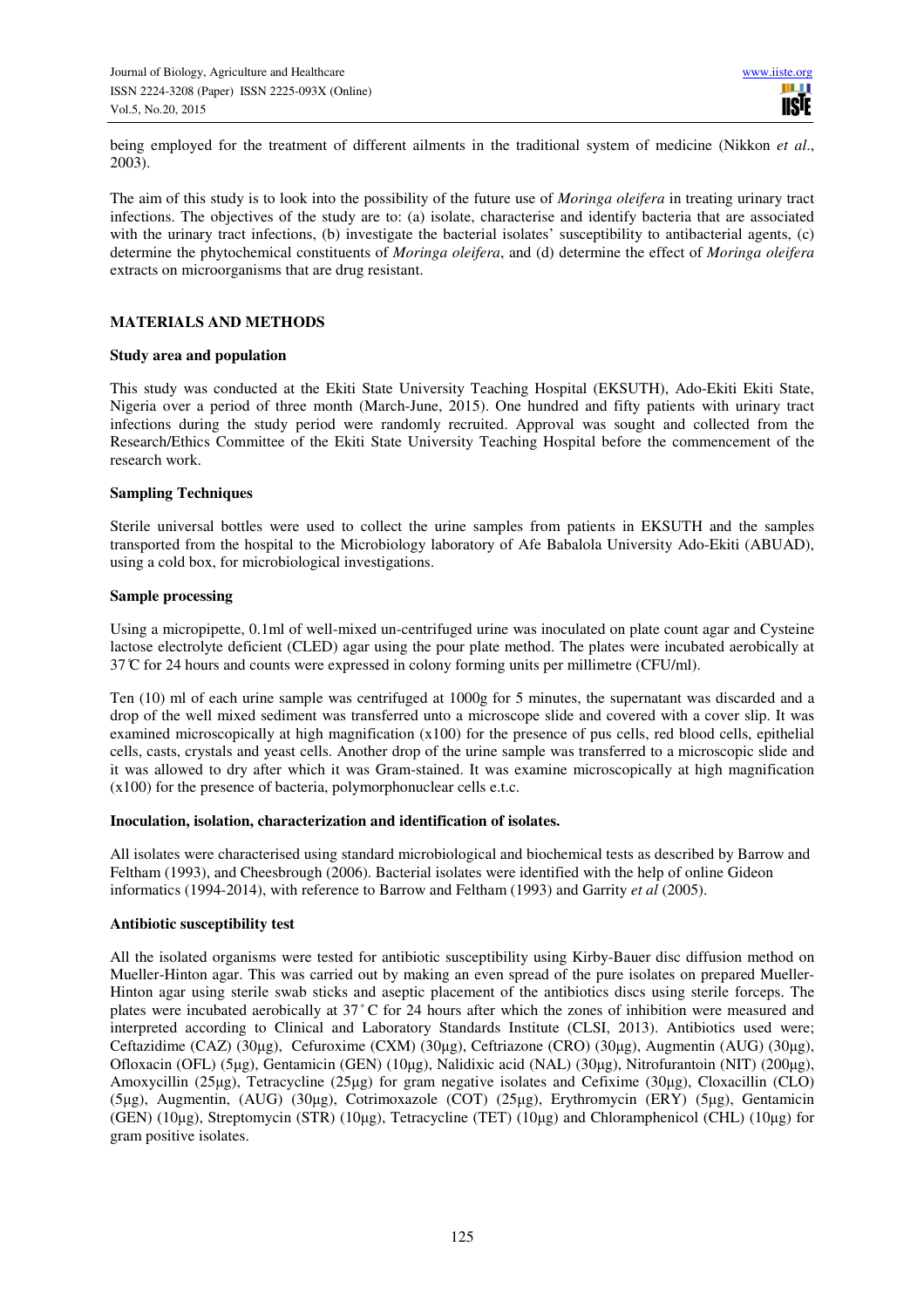being employed for the treatment of different ailments in the traditional system of medicine (Nikkon *et al*., 2003).

The aim of this study is to look into the possibility of the future use of *Moringa oleifera* in treating urinary tract infections. The objectives of the study are to: (a) isolate, characterise and identify bacteria that are associated with the urinary tract infections, (b) investigate the bacterial isolates' susceptibility to antibacterial agents, (c) determine the phytochemical constituents of *Moringa oleifera*, and (d) determine the effect of *Moringa oleifera* extracts on microorganisms that are drug resistant.

## MATERIALS AND METHODS

### Study area and population

This study was conducted at the Ekiti State University Teaching Hospital (EKSUTH), Ado-Ekiti Ekiti State, Nigeria over a period of three month (March-June, 2015). One hundred and fifty patients with urinary tract infections during the study period were randomly recruited. Approval was sought and collected from the Research/Ethics Committee of the Ekiti State University Teaching Hospital before the commencement of the research work.

### Sampling Techniques

Sterile universal bottles were used to collect the urine samples from patients in EKSUTH and the samples transported from the hospital to the Microbiology laboratory of Afe Babalola University Ado-Ekiti (ABUAD), using a cold box, for microbiological investigations.

### Sample processing

Using a micropipette, 0.1ml of well-mixed un-centrifuged urine was inoculated on plate count agar and Cysteine lactose electrolyte deficient (CLED) agar using the pour plate method. The plates were incubated aerobically at 37℃ for 24 hours and counts were expressed in colony forming units per millimetre (CFU/ml).

Ten (10) ml of each urine sample was centrifuged at 1000g for 5 minutes, the supernatant was discarded and a drop of the well mixed sediment was transferred unto a microscope slide and covered with a cover slip. It was examined microscopically at high magnification (x100) for the presence of pus cells, red blood cells, epithelial cells, casts, crystals and yeast cells. Another drop of the urine sample was transferred to a microscopic slide and it was allowed to dry after which it was Gram-stained. It was examine microscopically at high magnification (x100) for the presence of bacteria, polymorphonuclear cells e.t.c.

### Inoculation, isolation, characterization and identification of isolates.

All isolates were characterised using standard microbiological and biochemical tests as described by Barrow and Feltham (1993), and Cheesbrough (2006). Bacterial isolates were identified with the help of online Gideon informatics (1994-2014), with reference to Barrow and Feltham (1993) and Garrity *et al* (2005).

### Antibiotic susceptibility test

All the isolated organisms were tested for antibiotic susceptibility using Kirby-Bauer disc diffusion method on Mueller-Hinton agar. This was carried out by making an even spread of the pure isolates on prepared Mueller-Hinton agar using sterile swab sticks and aseptic placement of the antibiotics discs using sterile forceps. The plates were incubated aerobically at 37˚C for 24 hours after which the zones of inhibition were measured and interpreted according to Clinical and Laboratory Standards Institute (CLSI, 2013). Antibiotics used were; Ceftazidime (CAZ) (30µg), Cefuroxime (CXM) (30µg), Ceftriazone (CRO) (30µg), Augmentin (AUG) (30µg), Ofloxacin (OFL) (5µg), Gentamicin (GEN) (10µg), Nalidixic acid (NAL) (30µg), Nitrofurantoin (NIT) (200µg), Amoxycillin (25µg), Tetracycline (25µg) for gram negative isolates and Cefixime (30µg), Cloxacillin (CLO) (5µg), Augmentin, (AUG) (30µg), Cotrimoxazole (COT) (25µg), Erythromycin (ERY) (5µg), Gentamicin (GEN) (10µg), Streptomycin (STR) (10µg), Tetracycline (TET) (10µg) and Chloramphenicol (CHL) (10µg) for gram positive isolates.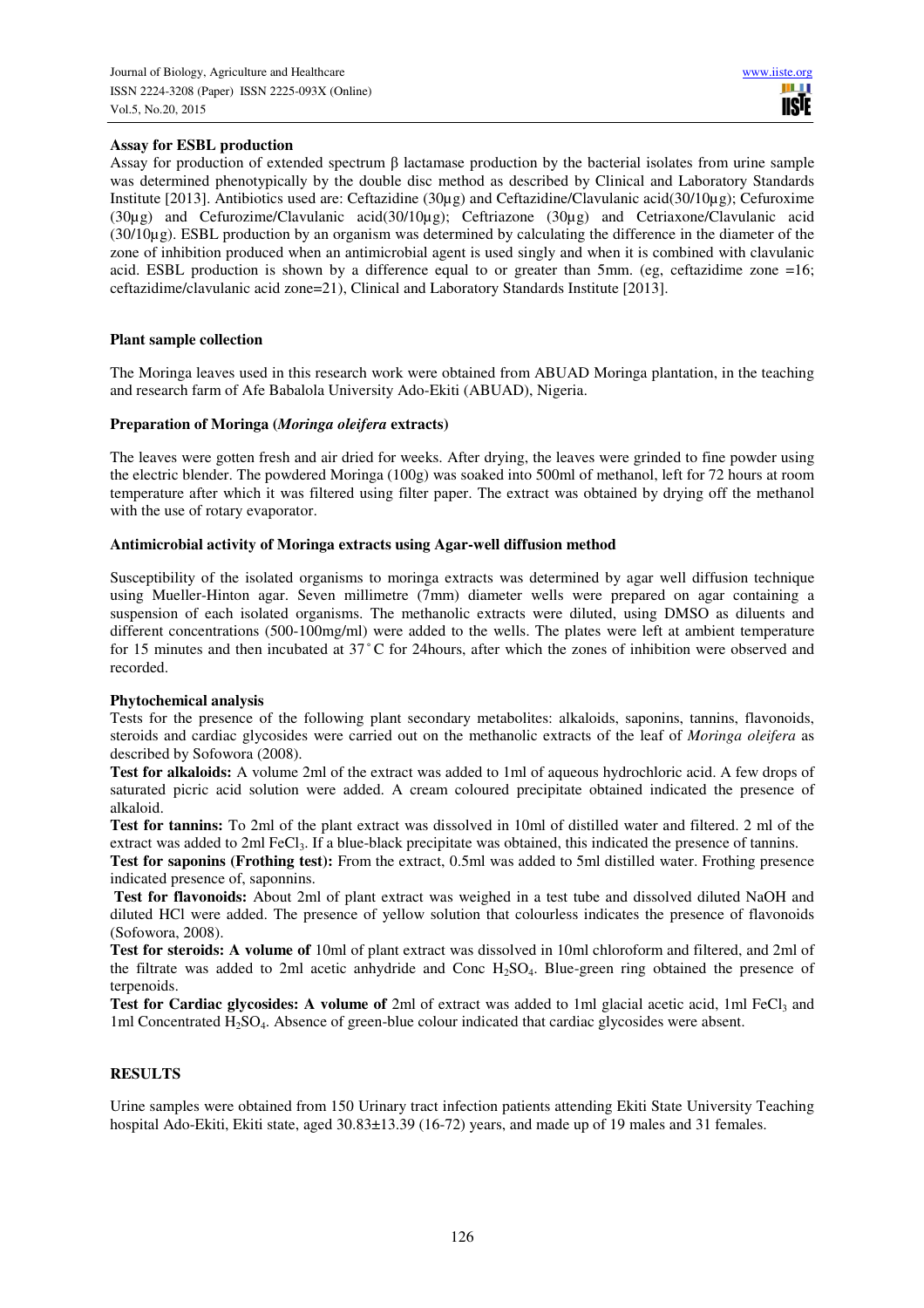**Assay for ESBL production**

Assay for production of extended spectrum β lactamase production by the bacterial isolates from urine sample was determined phenotypically by the double disc method as described by Clinical and Laboratory Standards Institute [2013]. Antibiotics used are: Ceftazidine (30µg) and Ceftazidine/Clavulanic acid(30/10µg); Cefuroxime (30µg) and Cefurozime/Clavulanic acid(30/10µg); Ceftriazone (30µg) and Cetriaxone/Clavulanic acid (30/10µg). ESBL production by an organism was determined by calculating the difference in the diameter of the zone of inhibition produced when an antimicrobial agent is used singly and when it is combined with clavulanic acid. ESBL production is shown by a difference equal to or greater than 5mm. (eg, ceftazidime zone =16; ceftazidime/clavulanic acid zone=21), Clinical and Laboratory Standards Institute [2013].

**Plant sample collection**

The Moringa leaves used in this research work were obtained from ABUAD Moringa plantation, in the teaching and research farm of Afe Babalola University Ado-Ekiti (ABUAD), Nigeria.

**Preparation of Moringa (*Moringa oleifera* extracts)**

The leaves were gotten fresh and air dried for weeks. After drying, the leaves were grinded to fine powder using the electric blender. The powdered Moringa (100g) was soaked into 500ml of methanol, left for 72 hours at room temperature after which it was filtered using filter paper. The extract was obtained by drying off the methanol with the use of rotary evaporator.

**Antimicrobial activity of Moringa extracts using Agar-well diffusion method**

Susceptibility of the isolated organisms to moringa extracts was determined by agar well diffusion technique using Mueller-Hinton agar. Seven millimetre (7mm) diameter wells were prepared on agar containing a suspension of each isolated organisms. The methanolic extracts were diluted, using DMSO as diluents and different concentrations (500-100mg/ml) were added to the wells. The plates were left at ambient temperature for 15 minutes and then incubated at 37˚C for 24hours, after which the zones of inhibition were observed and recorded.

**Phytochemical analysis**

Tests for the presence of the following plant secondary metabolites: alkaloids, saponins, tannins, flavonoids, steroids and cardiac glycosides were carried out on the methanolic extracts of the leaf of *Moringa oleifera* as described by Sofowora (2008).

**Test for alkaloids:** A volume 2ml of the extract was added to 1ml of aqueous hydrochloric acid. A few drops of saturated picric acid solution were added. A cream coloured precipitate obtained indicated the presence of alkaloid.

**Test for tannins:** To 2ml of the plant extract was dissolved in 10ml of distilled water and filtered. 2 ml of the extract was added to 2ml $FeCl_3$. If a blue-black precipitate was obtained, this indicated the presence of tannins.

**Test for saponins (Frothing test):** From the extract, 0.5ml was added to 5ml distilled water. Frothing presence indicated presence of, saponnins.

**Test for flavonoids:** About 2ml of plant extract was weighed in a test tube and dissolved diluted NaOH and diluted HCl were added. The presence of yellow solution that colourless indicates the presence of flavonoids (Sofowora, 2008).

**Test for steroids: A volume of** 10ml of plant extract was dissolved in 10ml chloroform and filtered, and 2ml of the filtrate was added to 2ml acetic anhydride and Conc $H_2SO_4$. Blue-green ring obtained the presence of terpenoids.

**Test for Cardiac glycosides: A volume of** 2ml of extract was added to 1ml glacial acetic acid, 1ml $FeCl_3$ and 1ml Concentrated $H_2SO_4$. Absence of green-blue colour indicated that cardiac glycosides were absent.

## RESULTS

Urine samples were obtained from 150 Urinary tract infection patients attending Ekiti State University Teaching hospital Ado-Ekiti, Ekiti state, aged 30.83±13.39 (16-72) years, and made up of 19 males and 31 females.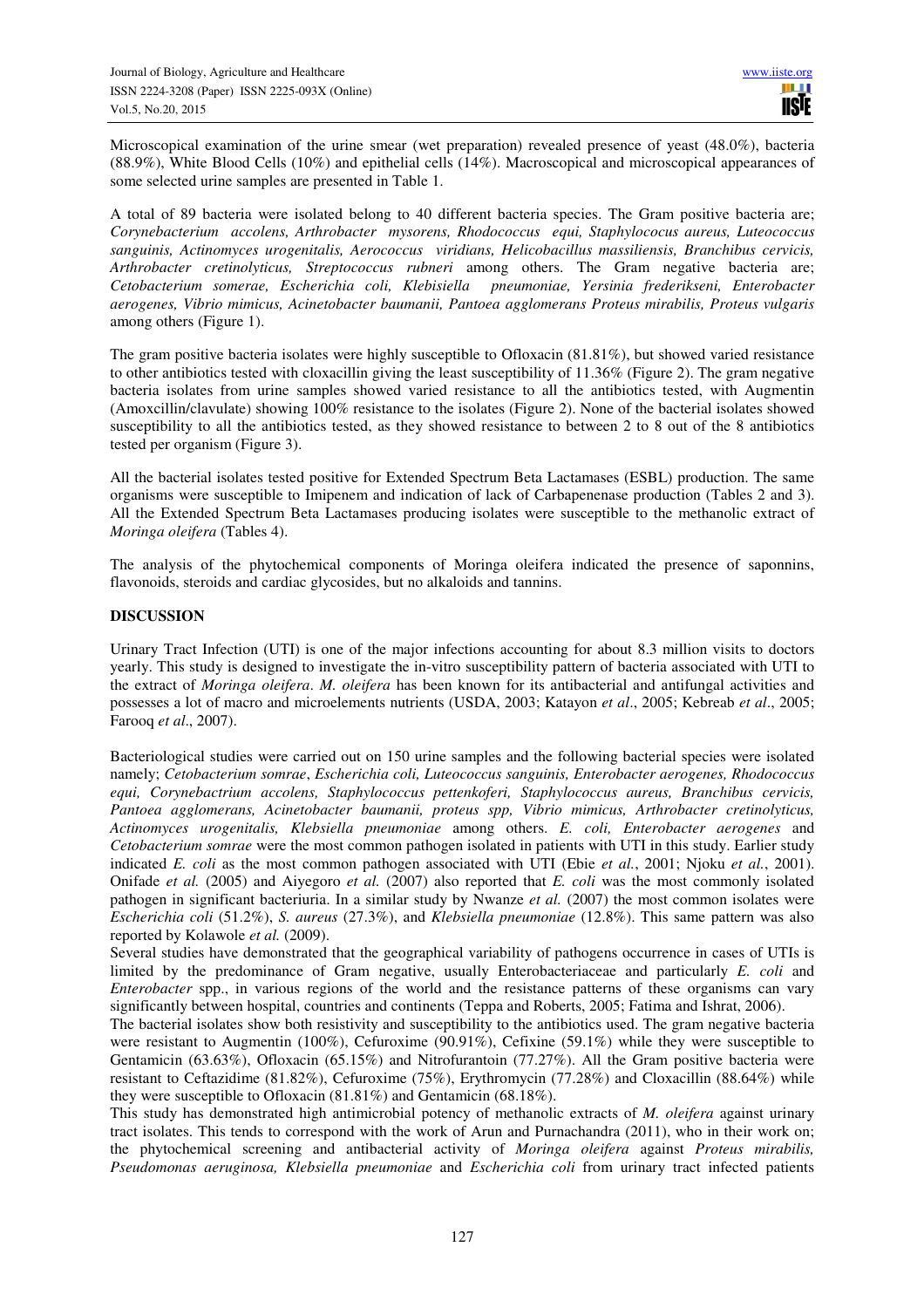Microscopical examination of the urine smear (wet preparation) revealed presence of yeast (48.0%), bacteria (88.9%), White Blood Cells (10%) and epithelial cells (14%). Macroscopical and microscopical appearances of some selected urine samples are presented in Table 1.

A total of 89 bacteria were isolated belong to 40 different bacteria species. The Gram positive bacteria are; *Corynebacterium accolens, Arthrobacter mysorens, Rhodococcus equi, Staphylococus aureus, Luteococcus sanguinis, Actinomyces urogenitalis, Aerococcus viridians, Helicobacillus massiliensis, Branchibus cervicis, Arthrobacter cretinolyticus, Streptococcus rubneri* among others. The Gram negative bacteria are; *Cetobacterium somerae, Escherichia coli, Klebisiella pneumoniae, Yersinia frederikseni, Enterobacter aerogenes, Vibrio mimicus, Acinetobacter baumanii, Pantoea agglomerans Proteus mirabilis, Proteus vulgaris* among others (Figure 1).

The gram positive bacteria isolates were highly susceptible to Ofloxacin (81.81%), but showed varied resistance to other antibiotics tested with cloxacillin giving the least susceptibility of 11.36% (Figure 2). The gram negative bacteria isolates from urine samples showed varied resistance to all the antibiotics tested, with Augmentin (Amoxcillin/clavulate) showing 100% resistance to the isolates (Figure 2). None of the bacterial isolates showed susceptibility to all the antibiotics tested, as they showed resistance to between 2 to 8 out of the 8 antibiotics tested per organism (Figure 3).

All the bacterial isolates tested positive for Extended Spectrum Beta Lactamases (ESBL) production. The same organisms were susceptible to Imipenem and indication of lack of Carbapenenase production (Tables 2 and 3). All the Extended Spectrum Beta Lactamases producing isolates were susceptible to the methanolic extract of *Moringa oleifera* (Tables 4).

The analysis of the phytochemical components of Moringa oleifera indicated the presence of saponnins, flavonoids, steroids and cardiac glycosides, but no alkaloids and tannins.

## DISCUSSION

Urinary Tract Infection (UTI) is one of the major infections accounting for about 8.3 million visits to doctors yearly. This study is designed to investigate the in-vitro susceptibility pattern of bacteria associated with UTI to the extract of *Moringa oleifera*. *M. oleifera* has been known for its antibacterial and antifungal activities and possesses a lot of macro and microelements nutrients (USDA, 2003; Katayon *et al*., 2005; Kebreab *et al*., 2005; Farooq *et al*., 2007).

Bacteriological studies were carried out on 150 urine samples and the following bacterial species were isolated namely; *Cetobacterium somrae*, *Escherichia coli, Luteococcus sanguinis, Enterobacter aerogenes, Rhodococcus equi, Corynebactrium accolens, Staphylococcus pettenkoferi, Staphylococcus aureus, Branchibus cervicis, Pantoea agglomerans, Acinetobacter baumanii, proteus spp, Vibrio mimicus, Arthrobacter cretinolyticus, Actinomyces urogenitalis, Klebsiella pneumoniae* among others. *E. coli, Enterobacter aerogenes* and *Cetobacterium somrae* were the most common pathogen isolated in patients with UTI in this study. Earlier study indicated *E. coli* as the most common pathogen associated with UTI (Ebie *et al.*, 2001; Njoku *et al.*, 2001). Onifade *et al.* (2005) and Aiyegoro *et al.* (2007) also reported that *E. coli* was the most commonly isolated pathogen in significant bacteriuria. In a similar study by Nwanze *et al.* (2007) the most common isolates were *Escherichia coli* (51.2%), *S. aureus* (27.3%), and *Klebsiella pneumoniae* (12.8%). This same pattern was also reported by Kolawole *et al.* (2009).

Several studies have demonstrated that the geographical variability of pathogens occurrence in cases of UTIs is limited by the predominance of Gram negative, usually Enterobacteriaceae and particularly *E. coli* and *Enterobacter* spp., in various regions of the world and the resistance patterns of these organisms can vary significantly between hospital, countries and continents (Teppa and Roberts, 2005; Fatima and Ishrat, 2006).

The bacterial isolates show both resistivity and susceptibility to the antibiotics used. The gram negative bacteria were resistant to Augmentin (100%), Cefuroxime (90.91%), Cefixine (59.1%) while they were susceptible to Gentamicin (63.63%), Ofloxacin (65.15%) and Nitrofurantoin (77.27%). All the Gram positive bacteria were resistant to Ceftazidime (81.82%), Cefuroxime (75%), Erythromycin (77.28%) and Cloxacillin (88.64%) while they were susceptible to Ofloxacin (81.81%) and Gentamicin (68.18%).

This study has demonstrated high antimicrobial potency of methanolic extracts of *M. oleifera* against urinary tract isolates. This tends to correspond with the work of Arun and Purnachandra (2011), who in their work on; the phytochemical screening and antibacterial activity of *Moringa oleifera* against *Proteus mirabilis, Pseudomonas aeruginosa, Klebsiella pneumoniae* and *Escherichia coli* from urinary tract infected patients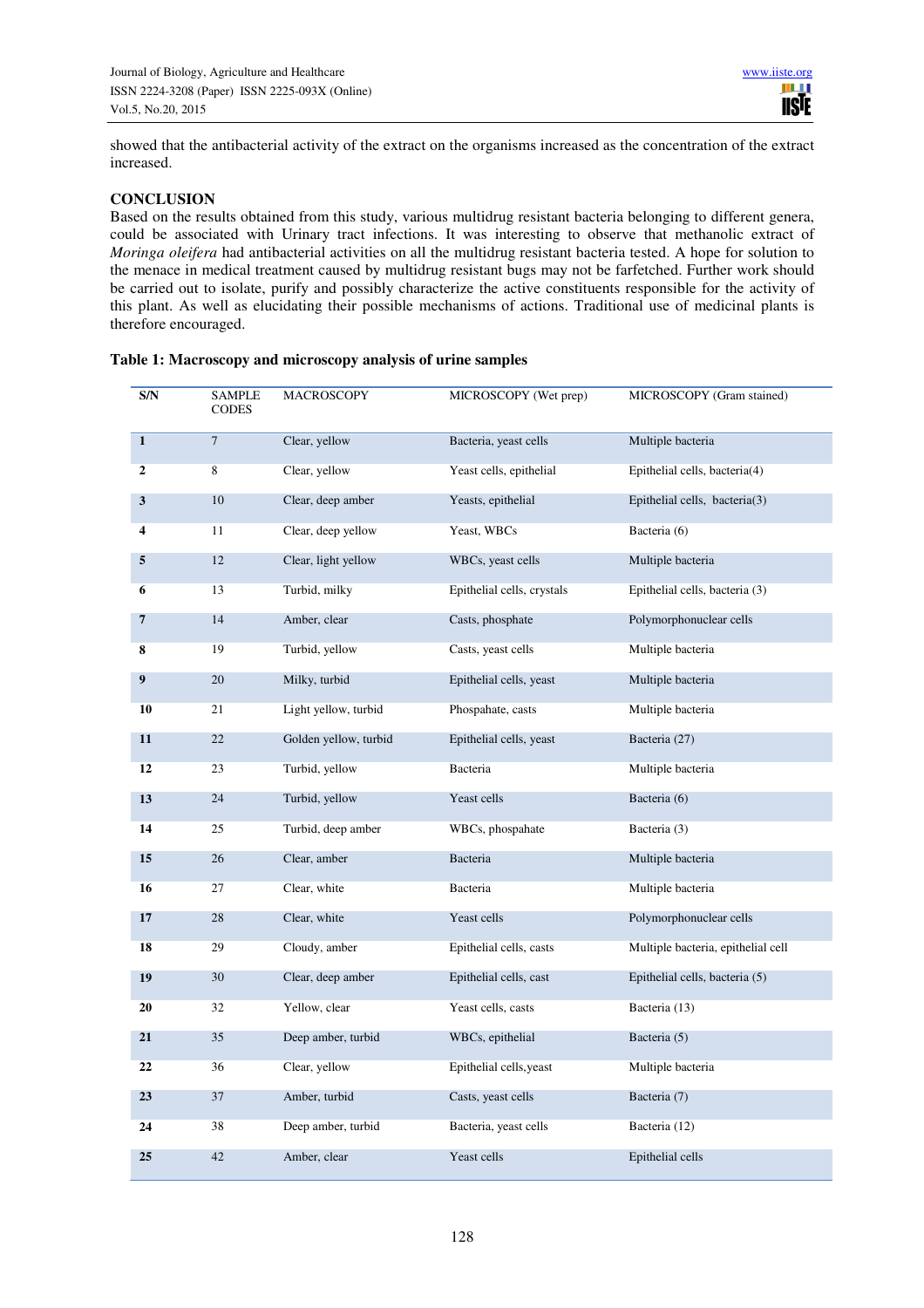showed that the antibacterial activity of the extract on the organisms increased as the concentration of the extract increased.

## CONCLUSION

Based on the results obtained from this study, various multidrug resistant bacteria belonging to different genera, could be associated with Urinary tract infections. It was interesting to observe that methanolic extract of *Moringa oleifera* had antibacterial activities on all the multidrug resistant bacteria tested. A hope for solution to the menace in medical treatment caused by multidrug resistant bugs may not be farfetched. Further work should be carried out to isolate, purify and possibly characterize the active constituents responsible for the activity of this plant. As well as elucidating their possible mechanisms of actions. Traditional use of medicinal plants is therefore encouraged.

**Table 1: Macroscopy and microscopy analysis of urine samples**

| S/N | SAMPLE CODES | MACROSCOPY | MICROSCOPY (Wet prep) | MICROSCOPY (Gram stained) |
|---|---|---|---|---|
| **1** | 7 | Clear, yellow | Bacteria, yeast cells | Multiple bacteria |
| **2** | 8 | Clear, yellow | Yeast cells, epithelial | Epithelial cells, bacteria(4) |
| **3** | 10 | Clear, deep amber | Yeasts, epithelial | Epithelial cells, bacteria(3) |
| **4** | 11 | Clear, deep yellow | Yeast, WBCs | Bacteria (6) |
| **5** | 12 | Clear, light yellow | WBCs, yeast cells | Multiple bacteria |
| **6** | 13 | Turbid, milky | Epithelial cells, crystals | Epithelial cells, bacteria (3) |
| **7** | 14 | Amber, clear | Casts, phosphate | Polymorphonuclear cells |
| **8** | 19 | Turbid, yellow | Casts, yeast cells | Multiple bacteria |
| **9** | 20 | Milky, turbid | Epithelial cells, yeast | Multiple bacteria |
| **10** | 21 | Light yellow, turbid | Phospahate, casts | Multiple bacteria |
| **11** | 22 | Golden yellow, turbid | Epithelial cells, yeast | Bacteria (27) |
| **12** | 23 | Turbid, yellow | Bacteria | Multiple bacteria |
| **13** | 24 | Turbid, yellow | Yeast cells | Bacteria (6) |
| **14** | 25 | Turbid, deep amber | WBCs, phospahate | Bacteria (3) |
| **15** | 26 | Clear, amber | Bacteria | Multiple bacteria |
| **16** | 27 | Clear, white | Bacteria | Multiple bacteria |
| **17** | 28 | Clear, white | Yeast cells | Polymorphonuclear cells |
| **18** | 29 | Cloudy, amber | Epithelial cells, casts | Multiple bacteria, epithelial cell |
| **19** | 30 | Clear, deep amber | Epithelial cells, cast | Epithelial cells, bacteria (5) |
| **20** | 32 | Yellow, clear | Yeast cells, casts | Bacteria (13) |
| **21** | 35 | Deep amber, turbid | WBCs, epithelial | Bacteria (5) |
| **22** | 36 | Clear, yellow | Epithelial cells,yeast | Multiple bacteria |
| **23** | 37 | Amber, turbid | Casts, yeast cells | Bacteria (7) |
| **24** | 38 | Deep amber, turbid | Bacteria, yeast cells | Bacteria (12) |
| **25** | 42 | Amber, clear | Yeast cells | Epithelial cells |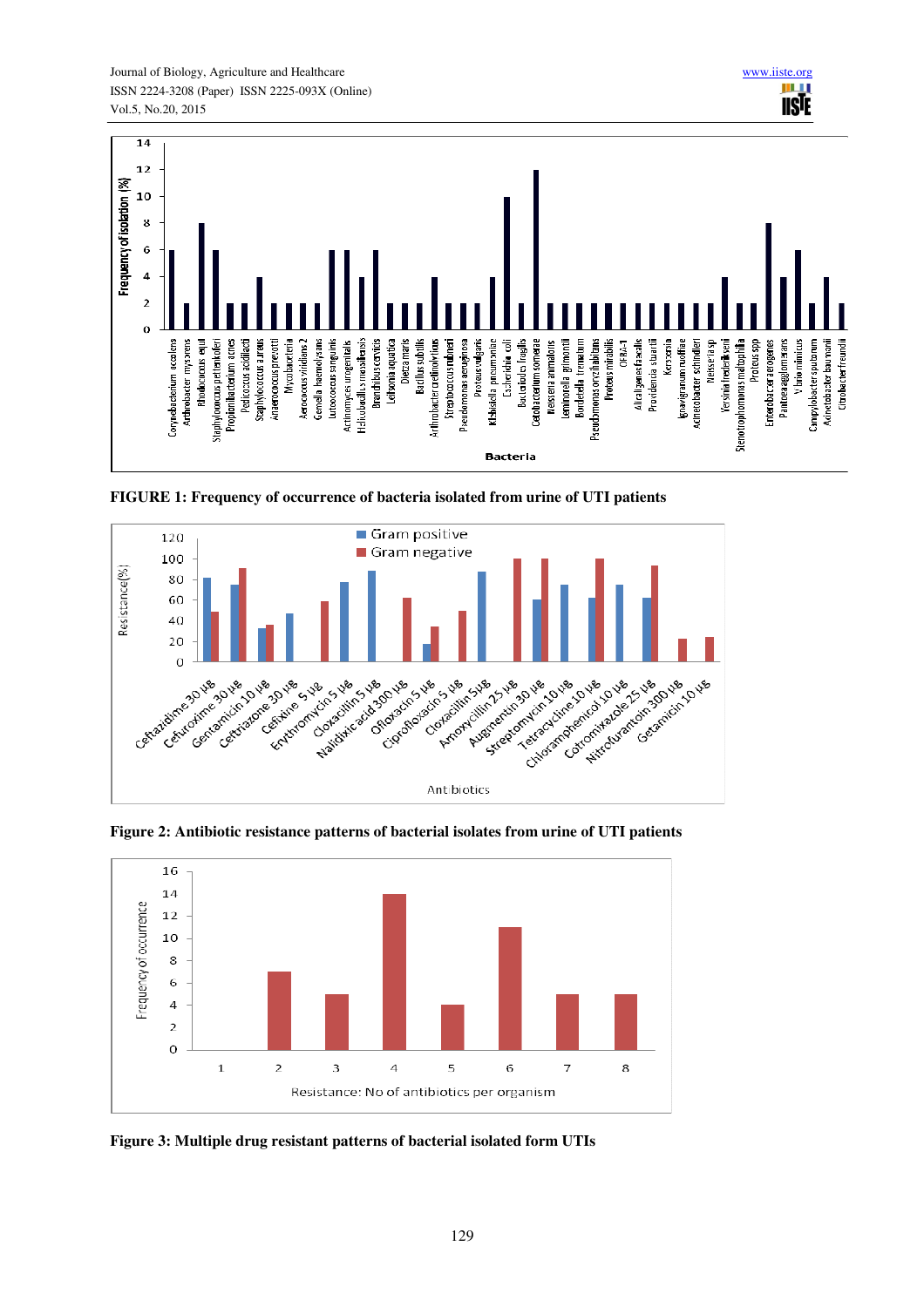FIGURE 1: Frequency of occurrence of bacteria isolated from urine of UTI patients

Figure 2: Antibiotic resistance patterns of bacterial isolates from urine of UTI patients

Figure 3: Multiple drug resistant patterns of bacterial isolated form UTIs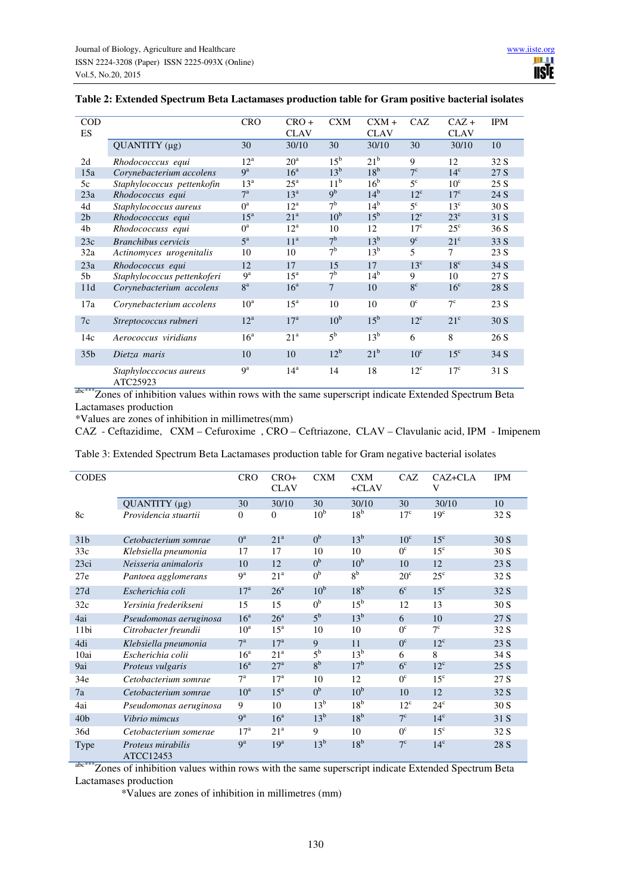**Table 2: Extended Spectrum Beta Lactamases production table for Gram positive bacterial isolates**

| CODES | | CRO | CRO + CLAV | CXM | CXM + CLAV | CAZ | CAZ + CLAV | IPM |
|---|---|---|---|---|---|---|---|---|
| | QUANTITY (µg) | 30 | 30/10 | 30 | 30/10 | 30 | 30/10 | 10 |
| 2d | *Rhodococccus equi* | $12^a$ | $20^a$ | $15^b$ | $21^b$ | 9 | 12 | 32 S |
| 15a | *Corynebacterium accolens* | $9^a$ | $16^a$ | $13^b$ | $18^b$ | $7^c$ | $14^c$ | 27 S |
| 5c | *Staphylococcus pettenkofin* | $13^a$ | $25^a$ | $11^b$ | $16^b$ | $5^c$ | $10^c$ | 25 S |
| 23a | *Rhodococcus equi* | $7^a$ | $13^a$ | $9^b$ | $14^b$ | $12^c$ | $17^c$ | 24 S |
| 4d | *Staphylococcus aureus* | $0^a$ | $12^a$ | $7^b$ | $14^b$ | $5^c$ | $13^c$ | 30 S |
| 2b | *Rhodococccus equi* | $15^a$ | $21^a$ | $10^b$ | $15^b$ | $12^c$ | $23^c$ | 31 S |
| 4b | *Rhodococcuss equi* | $0^a$ | $12^a$ | 10 | 12 | $17^c$ | $25^c$ | 36 S |
| 23c | *Branchibus cervicis* | $5^a$ | $11^a$ | $7^b$ | $13^b$ | $9^c$ | $21^c$ | 33 S |
| 32a | *Actinomyces urogenitalis* | 10 | 10 | $7^b$ | $13^b$ | 5 | 7 | 23 S |
| 23a | *Rhodococcus equi* | 12 | 17 | 15 | 17 | $13^c$ | $18^c$ | 34 S |
| 5b | *Staphylococcus pettenkoferi* | $9^a$ | $15^a$ | $7^b$ | $14^b$ | 9 | 10 | 27 S |
| 11d | *Corynebacterium accolens* | $8^a$ | $16^a$ | 7 | 10 | $8^c$ | $16^c$ | 28 S |
| 17a | *Corynebacterium accolens* | $10^a$ | $15^a$ | 10 | 10 | $0^c$ | $7^c$ | 23 S |
| 7c | *Streptococcus rubneri* | $12^a$ | $17^a$ | $10^b$ | $15^b$ | $12^c$ | $21^c$ | 30 S |
| 14c | *Aerococcus viridians* | $16^a$ | $21^a$ | $5^b$ | $13^b$ | 6 | 8 | 26 S |
| 35b | *Dietza maris* | 10 | 10 | $12^b$ | $21^b$ | $10^c$ | $15^c$ | 34 S |
| | *Staphylocccocus aureus* ATC25923 | $9^a$ | $14^a$ | 14 | 18 | $12^c$ | $17^c$ | 31 S |

abc***Zones of inhibition values within rows with the same superscript indicate Extended Spectrum Beta Lactamases production

*Values are zones of inhibition in millimetres(mm)

CAZ - Ceftazidime, CXM – Cefuroxime , CRO – Ceftriazone, CLAV – Clavulanic acid, IPM - Imipenem

Table 3: Extended Spectrum Beta Lactamases production table for Gram negative bacterial isolates

| CODES | | CRO | CRO+ CLAV | CXM | CXM +CLAV | CAZ | CAZ+CLAV | IPM |
|---|---|---|---|---|---|---|---|---|
| | QUANTITY (µg) | 30 | 30/10 | 30 | 30/10 | 30 | 30/10 | 10 |
| 8c | *Providencia stuartii* | 0 | 0 | $10^b$ | $18^b$ | $17^c$ | $19^c$ | 32 S |
| 31b | *Cetobacterium somrae* | $0^a$ | $21^a$ | $0^b$ | $13^b$ | $10^c$ | $15^c$ | 30 S |
| 33c | *Klebsiella pneumonia* | 17 | 17 | 10 | 10 | $0^c$ | $15^c$ | 30 S |
| 23ci | *Neisseria animaloris* | 10 | 12 | $0^b$ | $10^b$ | 10 | 12 | 23 S |
| 27e | *Pantoea agglomerans* | $9^a$ | $21^a$ | $0^b$ | $8^b$ | $20^c$ | $25^c$ | 32 S |
| 27d | *Escherichia coli* | $17^a$ | $26^a$ | $10^b$ | $18^b$ | $6^c$ | $15^c$ | 32 S |
| 32c | *Yersinia frederikseni* | 15 | 15 | $0^b$ | $15^b$ | 12 | 13 | 30 S |
| 4ai | *Pseudomonas aeruginosa* | $16^a$ | $26^a$ | $5^b$ | $13^b$ | 6 | 10 | 27 S |
| 11bi | *Citrobacter freundii* | $10^a$ | $15^a$ | 10 | 10 | $0^c$ | $7^c$ | 32 S |
| 4di | *Klebsiella pneumonia* | $7^a$ | $17^a$ | 9 | 11 | $0^c$ | $12^c$ | 23 S |
| 10ai | *Escherichia colii* | $16^a$ | $21^a$ | $5^b$ | $13^b$ | 6 | 8 | 34 S |
| 9ai | *Proteus vulgaris* | $16^a$ | $27^a$ | $8^b$ | $17^b$ | $6^c$ | $12^c$ | 25 S |
| 34e | *Cetobacterium somrae* | $7^a$ | $17^a$ | 10 | 12 | $0^c$ | $15^c$ | 27 S |
| 7a | *Cetobacterium somrae* | $10^a$ | $15^a$ | $0^b$ | $10^b$ | 10 | 12 | 32 S |
| 4ai | *Pseudomonas aeruginosa* | 9 | 10 | $13^b$ | $18^b$ | $12^c$ | $24^c$ | 30 S |
| 40b | *Vibrio mimcus* | $9^a$ | $16^a$ | $13^b$ | $18^b$ | $7^c$ | $14^c$ | 31 S |
| 36d | *Cetobacterium somerae* | $17^a$ | $21^a$ | 9 | 10 | $0^c$ | $15^c$ | 32 S |
| Type | *Proteus mirabilis* ATCC12453 | $9^a$ | $19^a$ | $13^b$ | $18^b$ | $7^c$ | $14^c$ | 28 S |

abc***Zones of inhibition values within rows with the same superscript indicate Extended Spectrum Beta Lactamases production

*Values are zones of inhibition in millimetres (mm)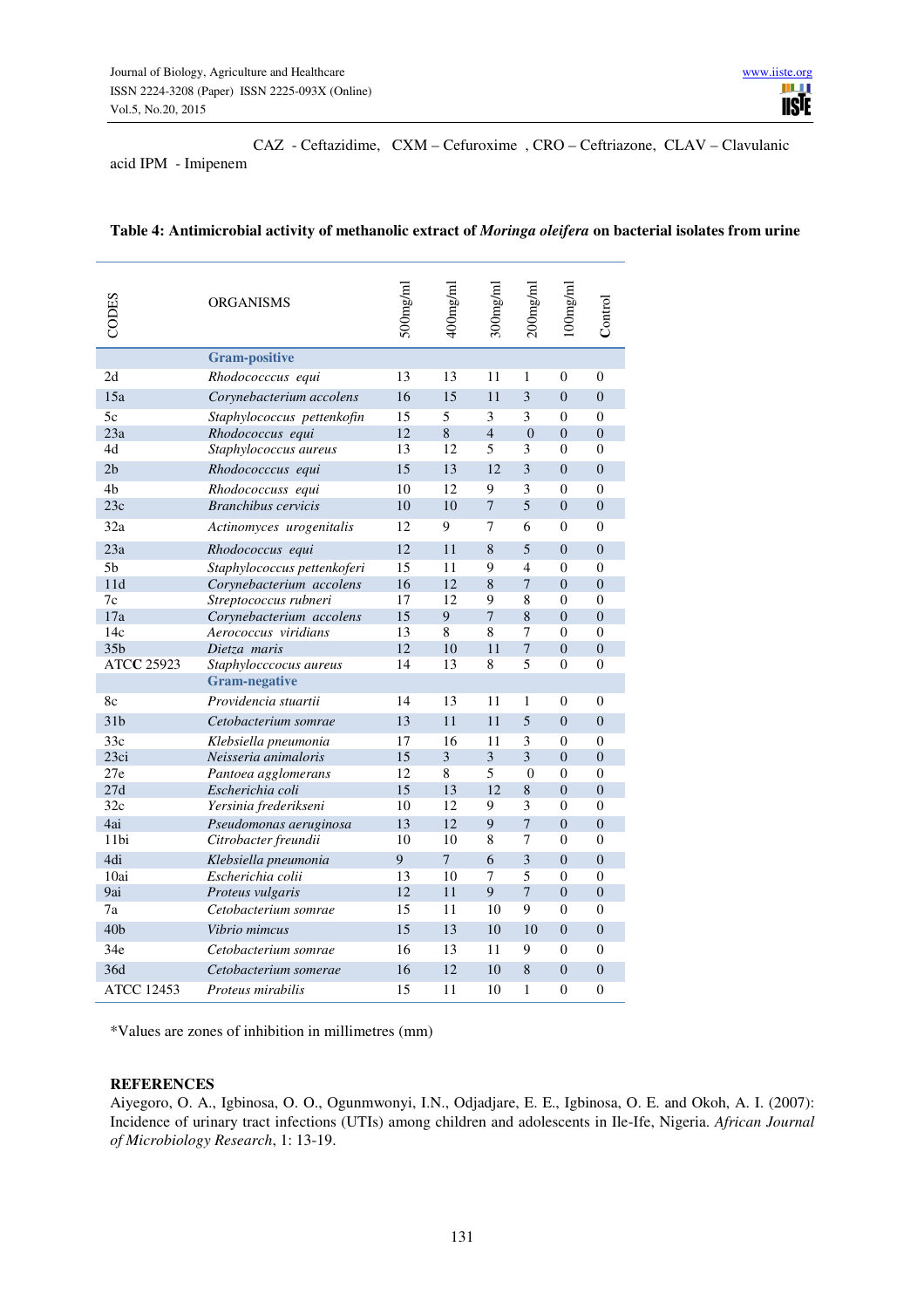CAZ - Ceftazidime, CXM – Cefuroxime , CRO – Ceftriazone, CLAV – Clavulanic acid IPM - Imipenem

**Table 4: Antimicrobial activity of methanolic extract of *Moringa oleifera* on bacterial isolates from urine**

| CODES | ORGANISMS | 500mg/ml | 400mg/ml | 300mg/ml | 200mg/ml | 100mg/ml | Control |
|---|---|---|---|---|---|---|---|
| | **Gram-positive** | | | | | | |
| 2d | *Rhodococccus equi* | 13 | 13 | 11 | 1 | 0 | 0 |
| 15a | *Corynebacterium accolens* | 16 | 15 | 11 | 3 | 0 | 0 |
| 5c | *Staphylococcus pettenkofin* | 15 | 5 | 3 | 3 | 0 | 0 |
| 23a | *Rhodococcus equi* | 12 | 8 | 4 | 0 | 0 | 0 |
| 4d | *Staphylococcus aureus* | 13 | 12 | 5 | 3 | 0 | 0 |
| 2b | *Rhodococcus equi* | 15 | 13 | 12 | 3 | 0 | 0 |
| 4b | *Rhodococcuss equi* | 10 | 12 | 9 | 3 | 0 | 0 |
| 23c | *Branchibus cervicis* | 10 | 10 | 7 | 5 | 0 | 0 |
| 32a | *Actinomyces urogenitalis* | 12 | 9 | 7 | 6 | 0 | 0 |
| 23a | *Rhodococcus equi* | 12 | 11 | 8 | 5 | 0 | 0 |
| 5b | *Staphylococcus pettenkoferi* | 15 | 11 | 9 | 4 | 0 | 0 |
| 11d | *Corynebacterium accolens* | 16 | 12 | 8 | 7 | 0 | 0 |
| 7c | *Streptococcus rubneri* | 17 | 12 | 9 | 8 | 0 | 0 |
| 17a | *Corynebacterium accolens* | 15 | 9 | 7 | 8 | 0 | 0 |
| 14c | *Aerococcus viridians* | 13 | 8 | 8 | 7 | 0 | 0 |
| 35b | *Dietza maris* | 12 | 10 | 11 | 7 | 0 | 0 |
| ATCC 25923 | *Staphylocccocus aureus* | 14 | 13 | 8 | 5 | 0 | 0 |
| | **Gram-negative** | | | | | | |
| 8c | *Providencia stuartii* | 14 | 13 | 11 | 1 | 0 | 0 |
| 31b | *Cetobacterium somrae* | 13 | 11 | 11 | 5 | 0 | 0 |
| 33c | *Klebsiella pneumonia* | 17 | 16 | 11 | 3 | 0 | 0 |
| 23ci | *Neisseria animaloris* | 15 | 3 | 3 | 3 | 0 | 0 |
| 27e | *Pantoea agglomerans* | 12 | 8 | 5 | 0 | 0 | 0 |
| 27d | *Escherichia coli* | 15 | 13 | 12 | 8 | 0 | 0 |
| 32c | *Yersinia frederikseni* | 10 | 12 | 9 | 3 | 0 | 0 |
| 4ai | *Pseudomonas aeruginosa* | 13 | 12 | 9 | 7 | 0 | 0 |
| 11bi | *Citrobacter freundii* | 10 | 10 | 8 | 7 | 0 | 0 |
| 4di | *Klebsiella pneumonia* | 9 | 7 | 6 | 3 | 0 | 0 |
| 10ai | *Escherichia colii* | 13 | 10 | 7 | 5 | 0 | 0 |
| 9ai | *Proteus vulgaris* | 12 | 11 | 9 | 7 | 0 | 0 |
| 7a | *Cetobacterium somrae* | 15 | 11 | 10 | 9 | 0 | 0 |
| 40b | *Vibrio mimcus* | 15 | 13 | 10 | 10 | 0 | 0 |
| 34e | *Cetobacterium somrae* | 16 | 13 | 11 | 9 | 0 | 0 |
| 36d | *Cetobacterium somerae* | 16 | 12 | 10 | 8 | 0 | 0 |
| ATCC 12453 | *Proteus mirabilis* | 15 | 11 | 10 | 1 | 0 | 0 |

*Values are zones of inhibition in millimetres (mm)

## REFERENCES

Aiyegoro, O. A., Igbinosa, O. O., Ogunmwonyi, I.N., Odjadjare, E. E., Igbinosa, O. E. and Okoh, A. I. (2007): Incidence of urinary tract infections (UTIs) among children and adolescents in Ile-Ife, Nigeria. *African Journal of Microbiology Research*, 1: 13-19.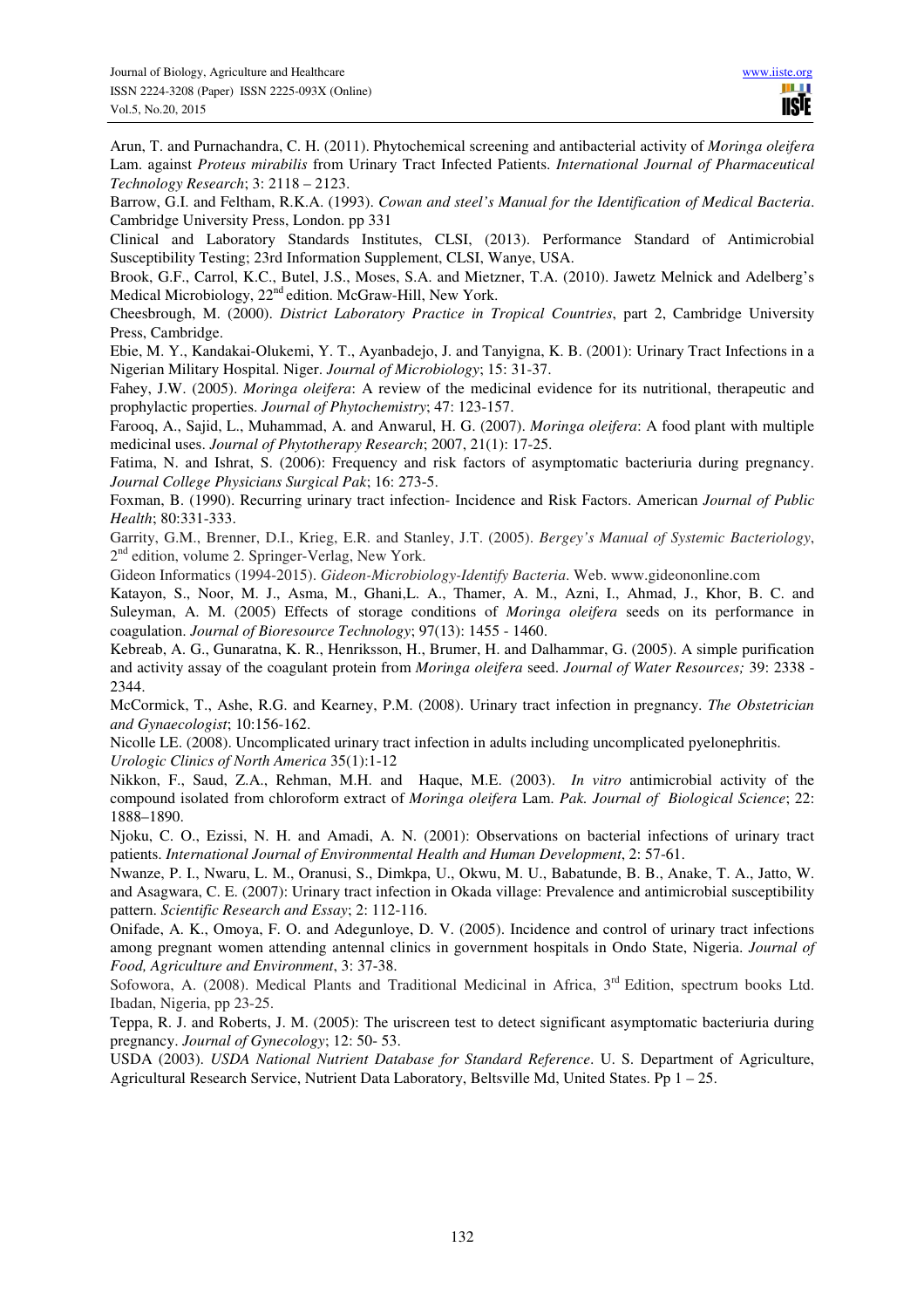Arun, T. and Purnachandra, C. H. (2011). Phytochemical screening and antibacterial activity of *Moringa oleifera* Lam. against *Proteus mirabilis* from Urinary Tract Infected Patients. *International Journal of Pharmaceutical Technology Research*; 3: 2118 – 2123.

Barrow, G.I. and Feltham, R.K.A. (1993). *Cowan and steel's Manual for the Identification of Medical Bacteria*. Cambridge University Press, London. pp 331

Clinical and Laboratory Standards Institutes, CLSI, (2013). Performance Standard of Antimicrobial Susceptibility Testing; 23rd Information Supplement, CLSI, Wanye, USA.

Brook, G.F., Carrol, K.C., Butel, J.S., Moses, S.A. and Mietzner, T.A. (2010). Jawetz Melnick and Adelberg's Medical Microbiology, 22nd edition. McGraw-Hill, New York.

Cheesbrough, M. (2000). *District Laboratory Practice in Tropical Countries*, part 2, Cambridge University Press, Cambridge.

Ebie, M. Y., Kandakai-Olukemi, Y. T., Ayanbadejo, J. and Tanyigna, K. B. (2001): Urinary Tract Infections in a Nigerian Military Hospital. Niger. *Journal of Microbiology*; 15: 31-37.

Fahey, J.W. (2005). *Moringa oleifera*: A review of the medicinal evidence for its nutritional, therapeutic and prophylactic properties. *Journal of Phytochemistry*; 47: 123-157.

Farooq, A., Sajid, L., Muhammad, A. and Anwarul, H. G. (2007). *Moringa oleifera*: A food plant with multiple medicinal uses. *Journal of Phytotherapy Research*; 2007, 21(1): 17-25.

Fatima, N. and Ishrat, S. (2006): Frequency and risk factors of asymptomatic bacteriuria during pregnancy. *Journal College Physicians Surgical Pak*; 16: 273-5.

Foxman, B. (1990). Recurring urinary tract infection- Incidence and Risk Factors. American *Journal of Public Health*; 80:331-333.

Garrity, G.M., Brenner, D.I., Krieg, E.R. and Stanley, J.T. (2005). *Bergey's Manual of Systemic Bacteriology*, 2nd edition, volume 2. Springer-Verlag, New York.

Gideon Informatics (1994-2015). *Gideon-Microbiology-Identify Bacteria*. Web. www.gideononline.com

Katayon, S., Noor, M. J., Asma, M., Ghani,L. A., Thamer, A. M., Azni, I., Ahmad, J., Khor, B. C. and Suleyman, A. M. (2005) Effects of storage conditions of *Moringa oleifera* seeds on its performance in coagulation. *Journal of Bioresource Technology*; 97(13): 1455 - 1460.

Kebreab, A. G., Gunaratna, K. R., Henriksson, H., Brumer, H. and Dalhammar, G. (2005). A simple purification and activity assay of the coagulant protein from *Moringa oleifera* seed. *Journal of Water Resources;* 39: 2338 - 2344.

McCormick, T., Ashe, R.G. and Kearney, P.M. (2008). Urinary tract infection in pregnancy. *The Obstetrician and Gynaecologist*; 10:156-162.

Nicolle LE. (2008). Uncomplicated urinary tract infection in adults including uncomplicated pyelonephritis. *Urologic Clinics of North America* 35(1):1-12

Nikkon, F., Saud, Z.A., Rehman, M.H. and Haque, M.E. (2003). *In vitro* antimicrobial activity of the compound isolated from chloroform extract of *Moringa oleifera* Lam. *Pak. Journal of Biological Science*; 22: 1888–1890.

Njoku, C. O., Ezissi, N. H. and Amadi, A. N. (2001): Observations on bacterial infections of urinary tract patients. *International Journal of Environmental Health and Human Development*, 2: 57-61.

Nwanze, P. I., Nwaru, L. M., Oranusi, S., Dimkpa, U., Okwu, M. U., Babatunde, B. B., Anake, T. A., Jatto, W. and Asagwara, C. E. (2007): Urinary tract infection in Okada village: Prevalence and antimicrobial susceptibility pattern. *Scientific Research and Essay*; 2: 112-116.

Onifade, A. K., Omoya, F. O. and Adegunloye, D. V. (2005). Incidence and control of urinary tract infections among pregnant women attending antennal clinics in government hospitals in Ondo State, Nigeria. *Journal of Food, Agriculture and Environment*, 3: 37-38.

Sofowora, A. (2008). Medical Plants and Traditional Medicinal in Africa, 3rd Edition, spectrum books Ltd. Ibadan, Nigeria, pp 23-25.

Teppa, R. J. and Roberts, J. M. (2005): The uriscreen test to detect significant asymptomatic bacteriuria during pregnancy. *Journal of Gynecology*; 12: 50- 53.

USDA (2003). *USDA National Nutrient Database for Standard Reference*. U. S. Department of Agriculture, Agricultural Research Service, Nutrient Data Laboratory, Beltsville Md, United States. Pp 1 – 25.